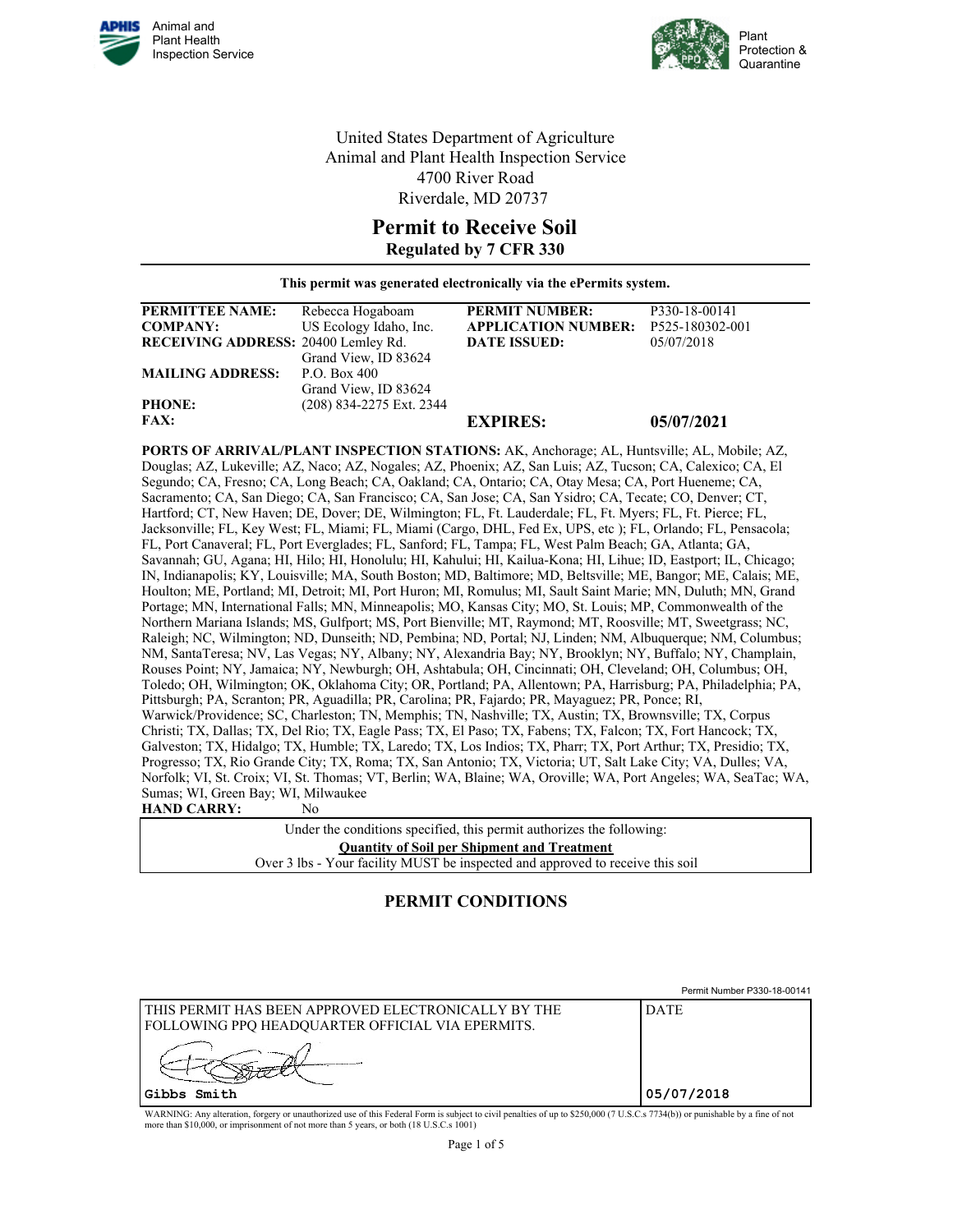Animal and Plant Health Inspection Service

Plant Protection & Quarantine

United States Department of Agriculture
Animal and Plant Health Inspection Service
4700 River Road
Riverdale, MD 20737

# Permit to Receive Soil

## Regulated by 7 CFR 330

**This permit was generated electronically via the ePermits system.**

| | | | |
|---|---|---|---|
| **PERMITTEE NAME:** | Rebecca Hogaboam | **PERMIT NUMBER:** | P330-18-00141 |
| **COMPANY:** | US Ecology Idaho, Inc. | **APPLICATION NUMBER:** | P525-180302-001 |
| **RECEIVING ADDRESS:** | 20400 Lemley Rd. Grand View, ID 83624 | **DATE ISSUED:** | 05/07/2018 |
| **MAILING ADDRESS:** | P.O. Box 400 Grand View, ID 83624 | | |
| **PHONE:** | (208) 834-2275 Ext. 2344 | | |
| **FAX:** | | **EXPIRES:** | **05/07/2021** |

**PORTS OF ARRIVAL/PLANT INSPECTION STATIONS:** AK, Anchorage; AL, Huntsville; AL, Mobile; AZ, Douglas; AZ, Lukeville; AZ, Naco; AZ, Nogales; AZ, Phoenix; AZ, San Luis; AZ, Tucson; CA, Calexico; CA, El Segundo; CA, Fresno; CA, Long Beach; CA, Oakland; CA, Ontario; CA, Otay Mesa; CA, Port Hueneme; CA, Sacramento; CA, San Diego; CA, San Francisco; CA, San Jose; CA, San Ysidro; CA, Tecate; CO, Denver; CT, Hartford; CT, New Haven; DE, Dover; DE, Wilmington; FL, Ft. Lauderdale; FL, Ft. Myers; FL, Ft. Pierce; FL, Jacksonville; FL, Key West; FL, Miami; FL, Miami (Cargo, DHL, Fed Ex, UPS, etc ); FL, Orlando; FL, Pensacola; FL, Port Canaveral; FL, Port Everglades; FL, Sanford; FL, Tampa; FL, West Palm Beach; GA, Atlanta; GA, Savannah; GU, Agana; HI, Hilo; HI, Honolulu; HI, Kahului; HI, Kailua-Kona; HI, Lihue; ID, Eastport; IL, Chicago; IN, Indianapolis; KY, Louisville; MA, South Boston; MD, Baltimore; MD, Beltsville; ME, Bangor; ME, Calais; ME, Houlton; ME, Portland; MI, Detroit; MI, Port Huron; MI, Romulus; MI, Sault Saint Marie; MN, Duluth; MN, Grand Portage; MN, International Falls; MN, Minneapolis; MO, Kansas City; MO, St. Louis; MP, Commonwealth of the Northern Mariana Islands; MS, Gulfport; MS, Port Bienville; MT, Raymond; MT, Roosville; MT, Sweetgrass; NC, Raleigh; NC, Wilmington; ND, Dunseith; ND, Pembina; ND, Portal; NJ, Linden; NM, Albuquerque; NM, Columbus; NM, SantaTeresa; NV, Las Vegas; NY, Albany; NY, Alexandria Bay; NY, Brooklyn; NY, Buffalo; NY, Champlain, Rouses Point; NY, Jamaica; NY, Newburgh; OH, Ashtabula; OH, Cincinnati; OH, Cleveland; OH, Columbus; OH, Toledo; OH, Wilmington; OK, Oklahoma City; OR, Portland; PA, Allentown; PA, Harrisburg; PA, Philadelphia; PA, Pittsburgh; PA, Scranton; PR, Aguadilla; PR, Carolina; PR, Fajardo; PR, Mayaguez; PR, Ponce; RI, Warwick/Providence; SC, Charleston; TN, Memphis; TN, Nashville; TX, Austin; TX, Brownsville; TX, Corpus Christi; TX, Dallas; TX, Del Rio; TX, Eagle Pass; TX, El Paso; TX, Fabens; TX, Falcon; TX, Fort Hancock; TX, Galveston; TX, Hidalgo; TX, Humble; TX, Laredo; TX, Los Indios; TX, Pharr; TX, Port Arthur; TX, Presidio; TX, Progresso; TX, Rio Grande City; TX, Roma; TX, San Antonio; TX, Victoria; UT, Salt Lake City; VA, Dulles; VA, Norfolk; VI, St. Croix; VI, St. Thomas; VT, Berlin; WA, Blaine; WA, Oroville; WA, Port Angeles; WA, SeaTac; WA, Sumas; WI, Green Bay; WI, Milwaukee

**HAND CARRY:** No

| Under the conditions specified, this permit authorizes the following: |
|---|
| **Quantity of Soil per Shipment and Treatment** |
| Over 3 lbs - Your facility MUST be inspected and approved to receive this soil |

## PERMIT CONDITIONS

Permit Number P330-18-00141

| THIS PERMIT HAS BEEN APPROVED ELECTRONICALLY BY THE FOLLOWING PPQ HEADQUARTER OFFICIAL VIA EPERMITS. | DATE |
|---|---|
| Gibbs Smith | 05/07/2018 |

WARNING: Any alteration, forgery or unauthorized use of this Federal Form is subject to civil penalties of up to $250,000 (7 U.S.C.s 7734(b)) or punishable by a fine of not more than $10,000, or imprisonment of not more than 5 years, or both (18 U.S.C.s 1001)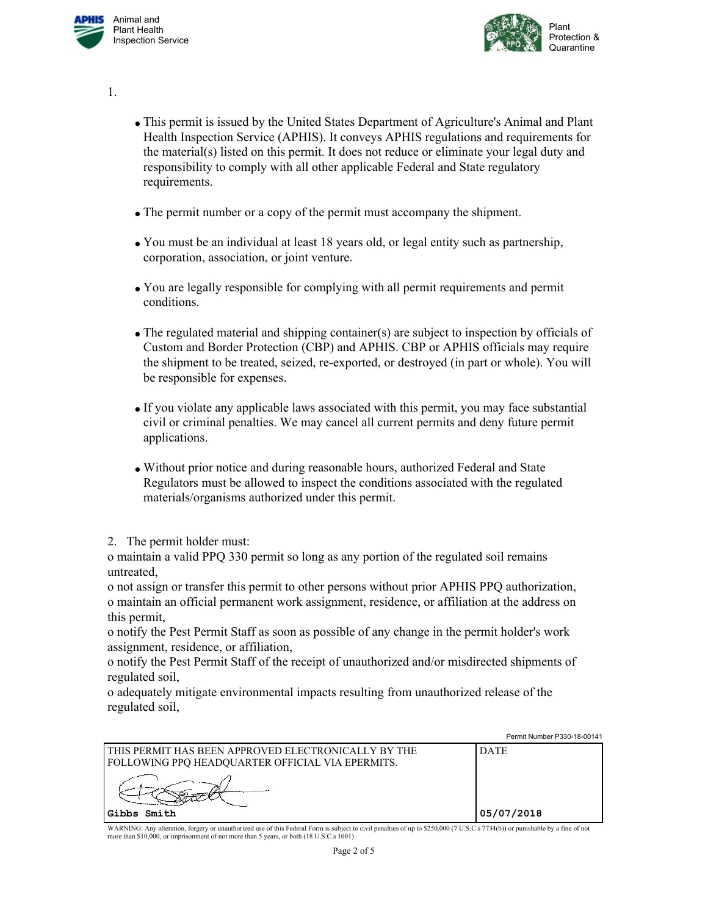1.

- This permit is issued by the United States Department of Agriculture's Animal and Plant Health Inspection Service (APHIS). It conveys APHIS regulations and requirements for the material(s) listed on this permit. It does not reduce or eliminate your legal duty and responsibility to comply with all other applicable Federal and State regulatory requirements.

- The permit number or a copy of the permit must accompany the shipment.

- You must be an individual at least 18 years old, or legal entity such as partnership, corporation, association, or joint venture.

- You are legally responsible for complying with all permit requirements and permit conditions.

- The regulated material and shipping container(s) are subject to inspection by officials of Custom and Border Protection (CBP) and APHIS. CBP or APHIS officials may require the shipment to be treated, seized, re-exported, or destroyed (in part or whole). You will be responsible for expenses.

- If you violate any applicable laws associated with this permit, you may face substantial civil or criminal penalties. We may cancel all current permits and deny future permit applications.

- Without prior notice and during reasonable hours, authorized Federal and State Regulators must be allowed to inspect the conditions associated with the regulated materials/organisms authorized under this permit.

2. The permit holder must:

o maintain a valid PPQ 330 permit so long as any portion of the regulated soil remains untreated,
o not assign or transfer this permit to other persons without prior APHIS PPQ authorization,
o maintain an official permanent work assignment, residence, or affiliation at the address on this permit,
o notify the Pest Permit Staff as soon as possible of any change in the permit holder's work assignment, residence, or affiliation,
o notify the Pest Permit Staff of the receipt of unauthorized and/or misdirected shipments of regulated soil,
o adequately mitigate environmental impacts resulting from unauthorized release of the regulated soil,

Permit Number P330-18-00141

| THIS PERMIT HAS BEEN APPROVED ELECTRONICALLY BY THE FOLLOWING PPQ HEADQUARTER OFFICIAL VIA EPERMITS. | DATE |
|---|---|
| Gibbs Smith | 05/07/2018 |

WARNING: Any alteration, forgery or unauthorized use of this Federal Form is subject to civil penalties of up to $250,000 (7 U.S.C.s 7734(b)) or punishable by a fine of not more than $10,000, or imprisonment of not more than 5 years, or both (18 U.S.C.s 1001)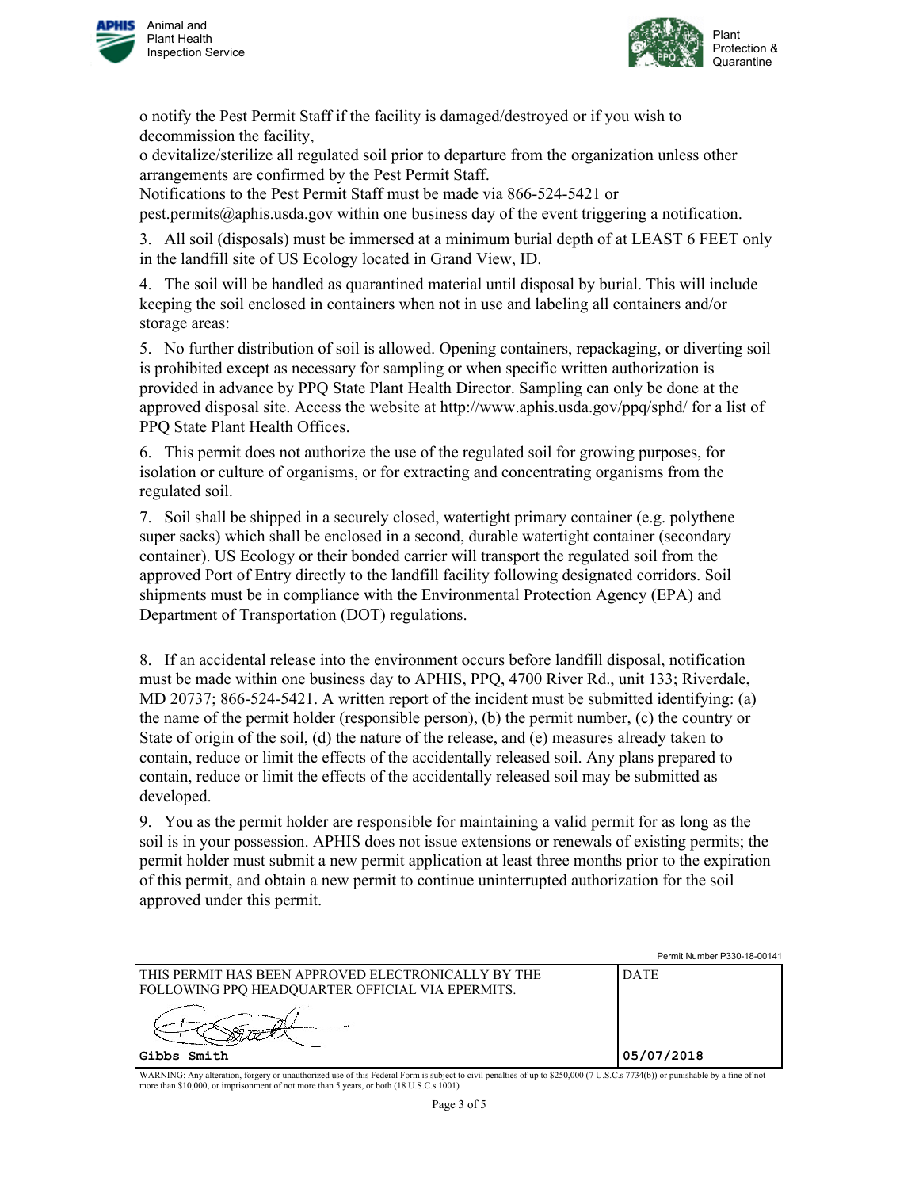o notify the Pest Permit Staff if the facility is damaged/destroyed or if you wish to decommission the facility,

o devitalize/sterilize all regulated soil prior to departure from the organization unless other arrangements are confirmed by the Pest Permit Staff.

Notifications to the Pest Permit Staff must be made via 866-524-5421 or pest.permits@aphis.usda.gov within one business day of the event triggering a notification.

3. All soil (disposals) must be immersed at a minimum burial depth of at LEAST 6 FEET only in the landfill site of US Ecology located in Grand View, ID.

4. The soil will be handled as quarantined material until disposal by burial. This will include keeping the soil enclosed in containers when not in use and labeling all containers and/or storage areas:

5. No further distribution of soil is allowed. Opening containers, repackaging, or diverting soil is prohibited except as necessary for sampling or when specific written authorization is provided in advance by PPQ State Plant Health Director. Sampling can only be done at the approved disposal site. Access the website at http://www.aphis.usda.gov/ppq/sphd/ for a list of PPQ State Plant Health Offices.

6. This permit does not authorize the use of the regulated soil for growing purposes, for isolation or culture of organisms, or for extracting and concentrating organisms from the regulated soil.

7. Soil shall be shipped in a securely closed, watertight primary container (e.g. polythene super sacks) which shall be enclosed in a second, durable watertight container (secondary container). US Ecology or their bonded carrier will transport the regulated soil from the approved Port of Entry directly to the landfill facility following designated corridors. Soil shipments must be in compliance with the Environmental Protection Agency (EPA) and Department of Transportation (DOT) regulations.

8. If an accidental release into the environment occurs before landfill disposal, notification must be made within one business day to APHIS, PPQ, 4700 River Rd., unit 133; Riverdale, MD 20737; 866-524-5421. A written report of the incident must be submitted identifying: (a) the name of the permit holder (responsible person), (b) the permit number, (c) the country or State of origin of the soil, (d) the nature of the release, and (e) measures already taken to contain, reduce or limit the effects of the accidentally released soil. Any plans prepared to contain, reduce or limit the effects of the accidentally released soil may be submitted as developed.

9. You as the permit holder are responsible for maintaining a valid permit for as long as the soil is in your possession. APHIS does not issue extensions or renewals of existing permits; the permit holder must submit a new permit application at least three months prior to the expiration of this permit, and obtain a new permit to continue uninterrupted authorization for the soil approved under this permit.

Permit Number P330-18-00141

| THIS PERMIT HAS BEEN APPROVED ELECTRONICALLY BY THE FOLLOWING PPQ HEADQUARTER OFFICIAL VIA EPERMITS. | DATE |
| --- | --- |
| Gibbs Smith | 05/07/2018 |

WARNING: Any alteration, forgery or unauthorized use of this Federal Form is subject to civil penalties of up to $250,000 (7 U.S.C.s 7734(b)) or punishable by a fine of not more than $10,000, or imprisonment of not more than 5 years, or both (18 U.S.C.s 1001)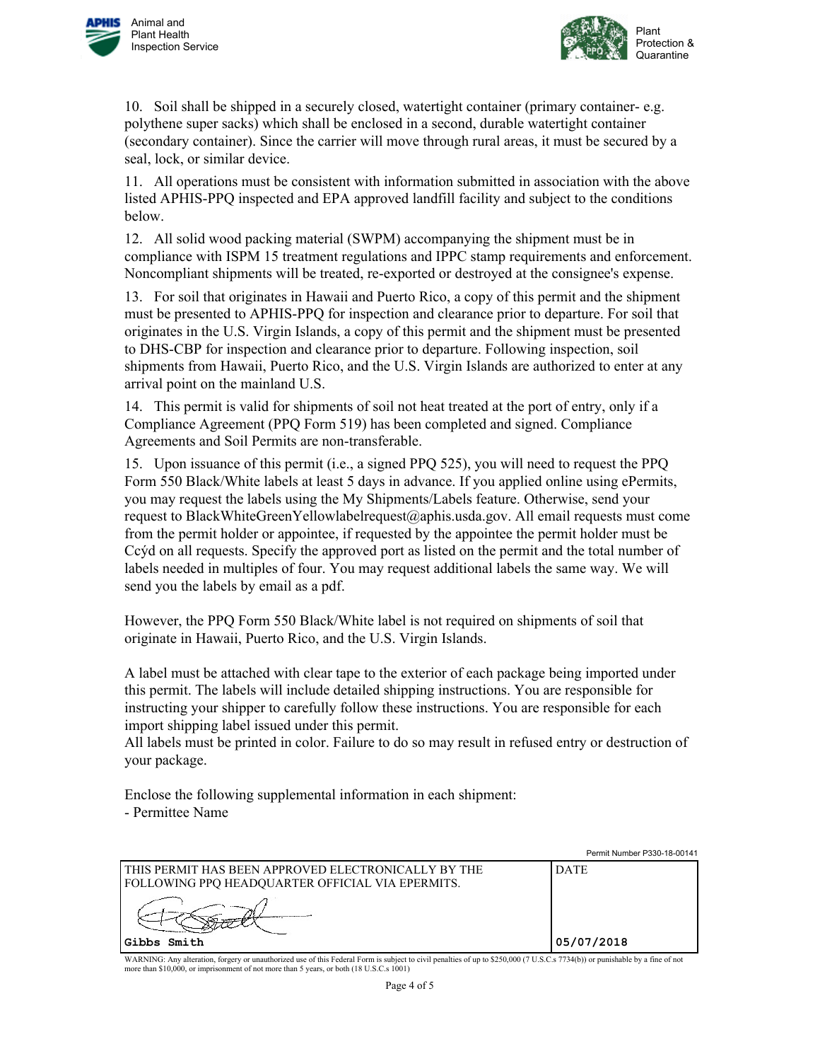10. Soil shall be shipped in a securely closed, watertight container (primary container- e.g. polythene super sacks) which shall be enclosed in a second, durable watertight container (secondary container). Since the carrier will move through rural areas, it must be secured by a seal, lock, or similar device.

11. All operations must be consistent with information submitted in association with the above listed APHIS-PPQ inspected and EPA approved landfill facility and subject to the conditions below.

12. All solid wood packing material (SWPM) accompanying the shipment must be in compliance with ISPM 15 treatment regulations and IPPC stamp requirements and enforcement. Noncompliant shipments will be treated, re-exported or destroyed at the consignee's expense.

13. For soil that originates in Hawaii and Puerto Rico, a copy of this permit and the shipment must be presented to APHIS-PPQ for inspection and clearance prior to departure. For soil that originates in the U.S. Virgin Islands, a copy of this permit and the shipment must be presented to DHS-CBP for inspection and clearance prior to departure. Following inspection, soil shipments from Hawaii, Puerto Rico, and the U.S. Virgin Islands are authorized to enter at any arrival point on the mainland U.S.

14. This permit is valid for shipments of soil not heat treated at the port of entry, only if a Compliance Agreement (PPQ Form 519) has been completed and signed. Compliance Agreements and Soil Permits are non-transferable.

15. Upon issuance of this permit (i.e., a signed PPQ 525), you will need to request the PPQ Form 550 Black/White labels at least 5 days in advance. If you applied online using ePermits, you may request the labels using the My Shipments/Labels feature. Otherwise, send your request to BlackWhiteGreenYellowlabelrequest@aphis.usda.gov. All email requests must come from the permit holder or appointee, if requested by the appointee the permit holder must be Ccýd on all requests. Specify the approved port as listed on the permit and the total number of labels needed in multiples of four. You may request additional labels the same way. We will send you the labels by email as a pdf.

However, the PPQ Form 550 Black/White label is not required on shipments of soil that originate in Hawaii, Puerto Rico, and the U.S. Virgin Islands.

A label must be attached with clear tape to the exterior of each package being imported under this permit. The labels will include detailed shipping instructions. You are responsible for instructing your shipper to carefully follow these instructions. You are responsible for each import shipping label issued under this permit.
All labels must be printed in color. Failure to do so may result in refused entry or destruction of your package.

Enclose the following supplemental information in each shipment:
- Permittee Name

Permit Number P330-18-00141

| THIS PERMIT HAS BEEN APPROVED ELECTRONICALLY BY THE FOLLOWING PPQ HEADQUARTER OFFICIAL VIA EPERMITS. | DATE |
| --- | --- |
| Gibbs Smith | 05/07/2018 |

WARNING: Any alteration, forgery or unauthorized use of this Federal Form is subject to civil penalties of up to $250,000 (7 U.S.C.s 7734(b)) or punishable by a fine of not more than $10,000, or imprisonment of not more than 5 years, or both (18 U.S.C.s 1001)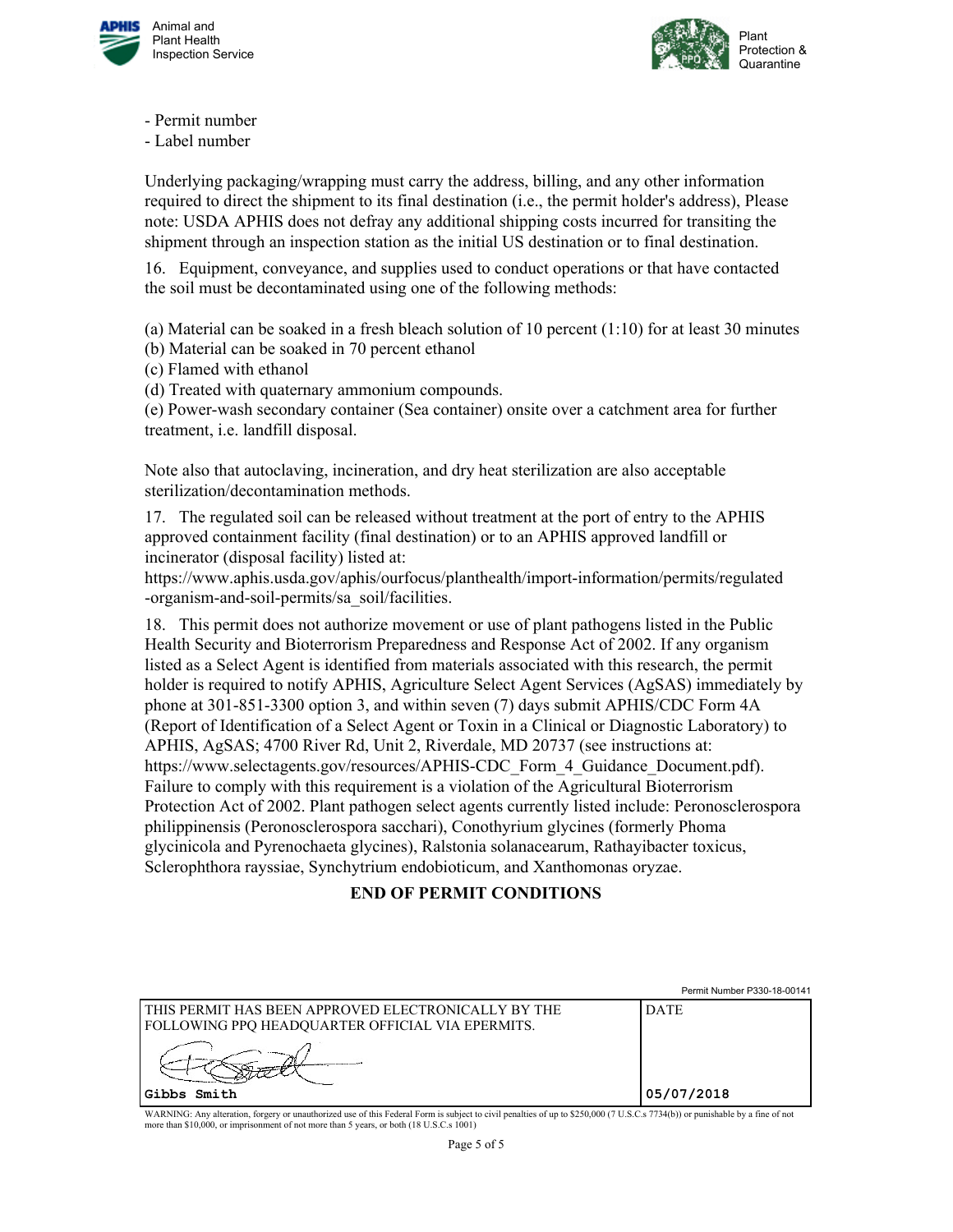- Permit number
- Label number

Underlying packaging/wrapping must carry the address, billing, and any other information required to direct the shipment to its final destination (i.e., the permit holder's address), Please note: USDA APHIS does not defray any additional shipping costs incurred for transiting the shipment through an inspection station as the initial US destination or to final destination.

16. Equipment, conveyance, and supplies used to conduct operations or that have contacted the soil must be decontaminated using one of the following methods:

(a) Material can be soaked in a fresh bleach solution of 10 percent (1:10) for at least 30 minutes
(b) Material can be soaked in 70 percent ethanol
(c) Flamed with ethanol
(d) Treated with quaternary ammonium compounds.
(e) Power-wash secondary container (Sea container) onsite over a catchment area for further treatment, i.e. landfill disposal.

Note also that autoclaving, incineration, and dry heat sterilization are also acceptable sterilization/decontamination methods.

17. The regulated soil can be released without treatment at the port of entry to the APHIS approved containment facility (final destination) or to an APHIS approved landfill or incinerator (disposal facility) listed at: https://www.aphis.usda.gov/aphis/ourfocus/planthealth/import-information/permits/regulated-organism-and-soil-permits/sa_soil/facilities.

18. This permit does not authorize movement or use of plant pathogens listed in the Public Health Security and Bioterrorism Preparedness and Response Act of 2002. If any organism listed as a Select Agent is identified from materials associated with this research, the permit holder is required to notify APHIS, Agriculture Select Agent Services (AgSAS) immediately by phone at 301-851-3300 option 3, and within seven (7) days submit APHIS/CDC Form 4A (Report of Identification of a Select Agent or Toxin in a Clinical or Diagnostic Laboratory) to APHIS, AgSAS; 4700 River Rd, Unit 2, Riverdale, MD 20737 (see instructions at: https://www.selectagents.gov/resources/APHIS-CDC_Form_4_Guidance_Document.pdf). Failure to comply with this requirement is a violation of the Agricultural Bioterrorism Protection Act of 2002. Plant pathogen select agents currently listed include: Peronosclerospora philippinensis (Peronosclerospora sacchari), Conothyrium glycines (formerly Phoma glycinicola and Pyrenochaeta glycines), Ralstonia solanacearum, Rathayibacter toxicus, Sclerophthora rayssiae, Synchytrium endobioticum, and Xanthomonas oryzae.

**END OF PERMIT CONDITIONS**

Permit Number P330-18-00141

| THIS PERMIT HAS BEEN APPROVED ELECTRONICALLY BY THE FOLLOWING PPQ HEADQUARTER OFFICIAL VIA EPERMITS. | DATE |
|---|---|
| Gibbs Smith | 05/07/2018 |

WARNING: Any alteration, forgery or unauthorized use of this Federal Form is subject to civil penalties of up to $250,000 (7 U.S.C.s 7734(b)) or punishable by a fine of not more than $10,000, or imprisonment of not more than 5 years, or both (18 U.S.C.s 1001)